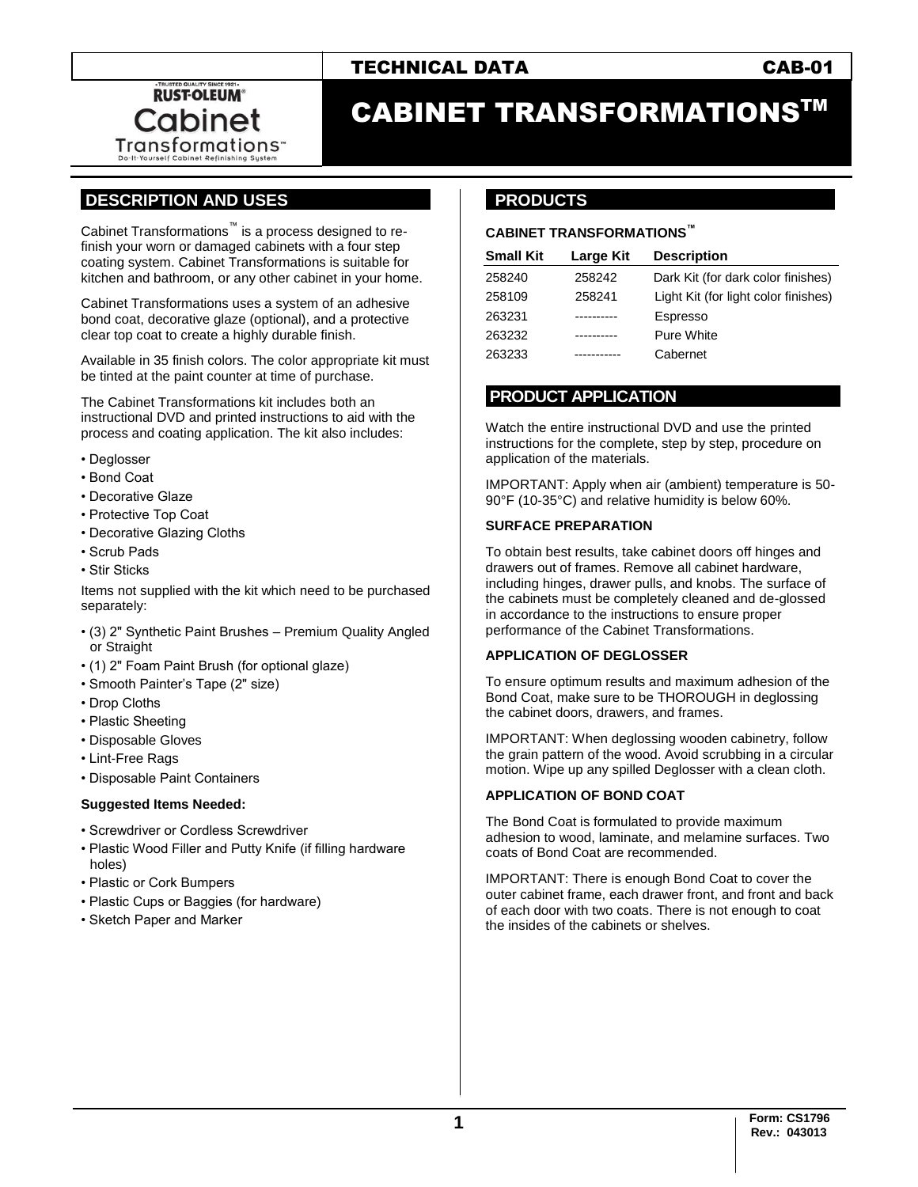TECHNICAL DATA CAB-01

# CABINET TRANSFORMATIONS™

## DESCRIPTION AND USES

Cabinet Transformations™ is a process designed to re-finish your worn or damaged cabinets with a four step coating system. Cabinet Transformations is suitable for kitchen and bathroom, or any other cabinet in your home.

Cabinet Transformations uses a system of an adhesive bond coat, decorative glaze (optional), and a protective clear top coat to create a highly durable finish.

Available in 35 finish colors. The color appropriate kit must be tinted at the paint counter at time of purchase.

The Cabinet Transformations kit includes both an instructional DVD and printed instructions to aid with the process and coating application. The kit also includes:

- Deglosser
- Bond Coat
- Decorative Glaze
- Protective Top Coat
- Decorative Glazing Cloths
- Scrub Pads
- Stir Sticks

Items not supplied with the kit which need to be purchased separately:

- (3) 2" Synthetic Paint Brushes – Premium Quality Angled or Straight
- (1) 2" Foam Paint Brush (for optional glaze)
- Smooth Painter's Tape (2" size)
- Drop Cloths
- Plastic Sheeting
- Disposable Gloves
- Lint-Free Rags
- Disposable Paint Containers

**Suggested Items Needed:**

- Screwdriver or Cordless Screwdriver
- Plastic Wood Filler and Putty Knife (if filling hardware holes)
- Plastic or Cork Bumpers
- Plastic Cups or Baggies (for hardware)
- Sketch Paper and Marker

## PRODUCTS

**CABINET TRANSFORMATIONS™**

| Small Kit | Large Kit | Description |
|---|---|---|
| 258240 | 258242 | Dark Kit (for dark color finishes) |
| 258109 | 258241 | Light Kit (for light color finishes) |
| 263231 | ---------- | Espresso |
| 263232 | ---------- | Pure White |
| 263233 | ----------- | Cabernet |

## PRODUCT APPLICATION

Watch the entire instructional DVD and use the printed instructions for the complete, step by step, procedure on application of the materials.

IMPORTANT: Apply when air (ambient) temperature is 50-90°F (10-35°C) and relative humidity is below 60%.

### SURFACE PREPARATION

To obtain best results, take cabinet doors off hinges and drawers out of frames. Remove all cabinet hardware, including hinges, drawer pulls, and knobs. The surface of the cabinets must be completely cleaned and de-glossed in accordance to the instructions to ensure proper performance of the Cabinet Transformations.

### APPLICATION OF DEGLOSSER

To ensure optimum results and maximum adhesion of the Bond Coat, make sure to be THOROUGH in deglossing the cabinet doors, drawers, and frames.

IMPORTANT: When deglossing wooden cabinetry, follow the grain pattern of the wood. Avoid scrubbing in a circular motion. Wipe up any spilled Deglosser with a clean cloth.

### APPLICATION OF BOND COAT

The Bond Coat is formulated to provide maximum adhesion to wood, laminate, and melamine surfaces. Two coats of Bond Coat are recommended.

IMPORTANT: There is enough Bond Coat to cover the outer cabinet frame, each drawer front, and front and back of each door with two coats. There is not enough to coat the insides of the cabinets or shelves.

Form: CS1796
Rev.: 043013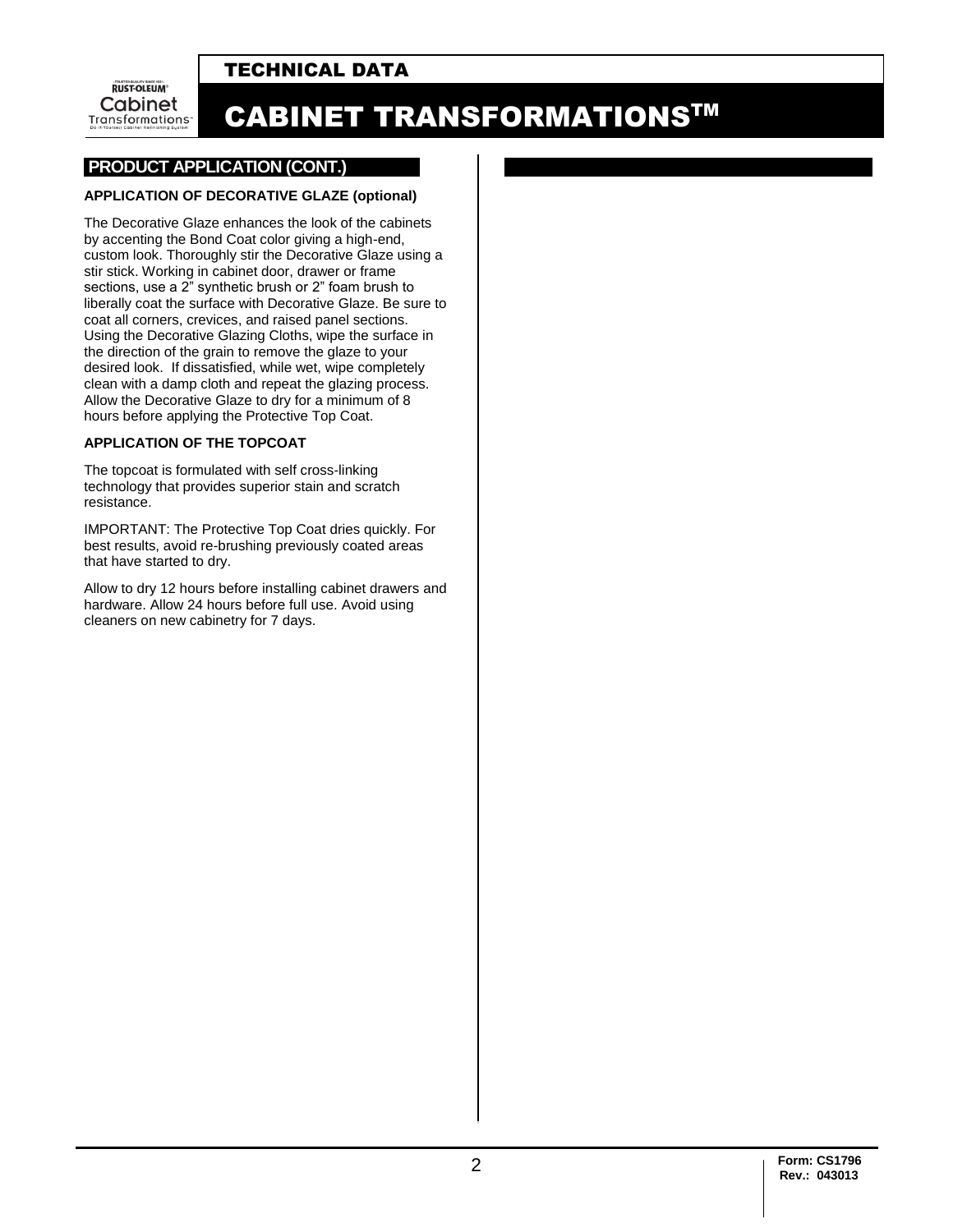## PRODUCT APPLICATION (CONT.)

### APPLICATION OF DECORATIVE GLAZE (optional)

The Decorative Glaze enhances the look of the cabinets by accenting the Bond Coat color giving a high-end, custom look. Thoroughly stir the Decorative Glaze using a stir stick. Working in cabinet door, drawer or frame sections, use a 2" synthetic brush or 2" foam brush to liberally coat the surface with Decorative Glaze. Be sure to coat all corners, crevices, and raised panel sections. Using the Decorative Glazing Cloths, wipe the surface in the direction of the grain to remove the glaze to your desired look. If dissatisfied, while wet, wipe completely clean with a damp cloth and repeat the glazing process. Allow the Decorative Glaze to dry for a minimum of 8 hours before applying the Protective Top Coat.

### APPLICATION OF THE TOPCOAT

The topcoat is formulated with self cross-linking technology that provides superior stain and scratch resistance.

IMPORTANT: The Protective Top Coat dries quickly. For best results, avoid re-brushing previously coated areas that have started to dry.

Allow to dry 12 hours before installing cabinet drawers and hardware. Allow 24 hours before full use. Avoid using cleaners on new cabinetry for 7 days.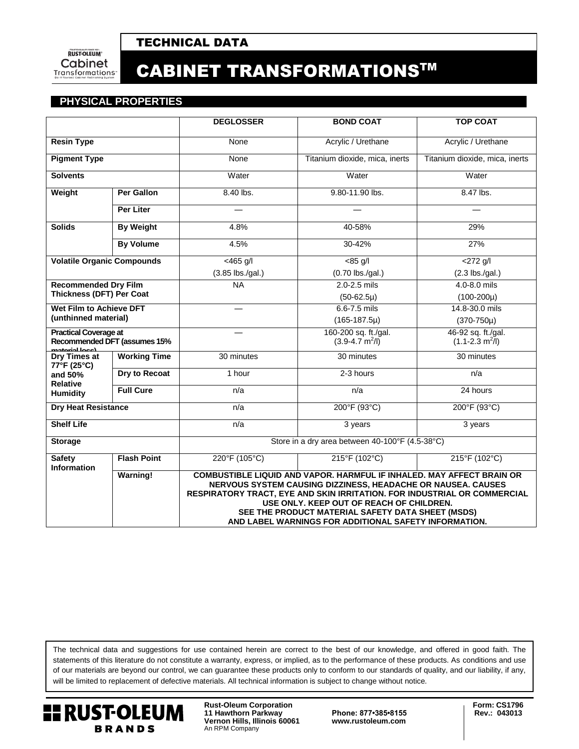## TECHNICAL DATA

# CABINET TRANSFORMATIONS™

## PHYSICAL PROPERTIES

| | | DEGLOSSER | BOND COAT | TOP COAT |
|---|---|---|---|---|
| **Resin Type** | | None | Acrylic / Urethane | Acrylic / Urethane |
| **Pigment Type** | | None | Titanium dioxide, mica, inerts | Titanium dioxide, mica, inerts |
| **Solvents** | | Water | Water | Water |
| **Weight** | **Per Gallon** | 8.40 lbs. | 9.80-11.90 lbs. | 8.47 lbs. |
| | **Per Liter** | — | — | — |
| **Solids** | **By Weight** | 4.8% | 40-58% | 29% |
| | **By Volume** | 4.5% | 30-42% | 27% |
| **Volatile Organic Compounds** | | <465 g/l (3.85 lbs./gal.) | <85 g/l (0.70 lbs./gal.) | <272 g/l (2.3 lbs./gal.) |
| **Recommended Dry Film Thickness (DFT) Per Coat** | | NA | 2.0-2.5 mils (50-62.5µ) | 4.0-8.0 mils (100-200µ) |
| **Wet Film to Achieve DFT (unthinned material)** | | — | 6.6-7.5 mils (165-187.5µ) | 14.8-30.0 mils (370-750µ) |
| **Practical Coverage at Recommended DFT (assumes 15% material loss)** | | — | 160-200 sq. ft./gal. (3.9-4.7 $m^2$/l) | 46-92 sq. ft./gal. (1.1-2.3 $m^2$/l) |
| **Dry Times at 77°F (25°C) and 50% Relative Humidity** | **Working Time** | 30 minutes | 30 minutes | 30 minutes |
| | **Dry to Recoat** | 1 hour | 2-3 hours | n/a |
| | **Full Cure** | n/a | n/a | 24 hours |
| **Dry Heat Resistance** | | n/a | 200°F (93°C) | 200°F (93°C) |
| **Shelf Life** | | n/a | 3 years | 3 years |
| **Storage** | | Store in a dry area between 40-100°F (4.5-38°C) | | |
| **Safety Information** | **Flash Point** | 220°F (105°C) | 215°F (102°C) | 215°F (102°C) |
| | **Warning!** | **COMBUSTIBLE LIQUID AND VAPOR. HARMFUL IF INHALED. MAY AFFECT BRAIN OR NERVOUS SYSTEM CAUSING DIZZINESS, HEADACHE OR NAUSEA. CAUSES RESPIRATORY TRACT, EYE AND SKIN IRRITATION. FOR INDUSTRIAL OR COMMERCIAL USE ONLY. KEEP OUT OF REACH OF CHILDREN. SEE THE PRODUCT MATERIAL SAFETY DATA SHEET (MSDS) AND LABEL WARNINGS FOR ADDITIONAL SAFETY INFORMATION.** | | |

The technical data and suggestions for use contained herein are correct to the best of our knowledge, and offered in good faith. The statements of this literature do not constitute a warranty, express, or implied, as to the performance of these products. As conditions and use of our materials are beyond our control, we can guarantee these products only to conform to our standards of quality, and our liability, if any, will be limited to replacement of defective materials. All technical information is subject to change without notice.

**RUST-OLEUM BRANDS**

**Rust-Oleum Corporation**
**11 Hawthorn Parkway**
**Vernon Hills, Illinois 60061**
An RPM Company

**Phone: 877•385•8155**
**www.rustoleum.com**

**Form: CS1796**
**Rev.: 043013**